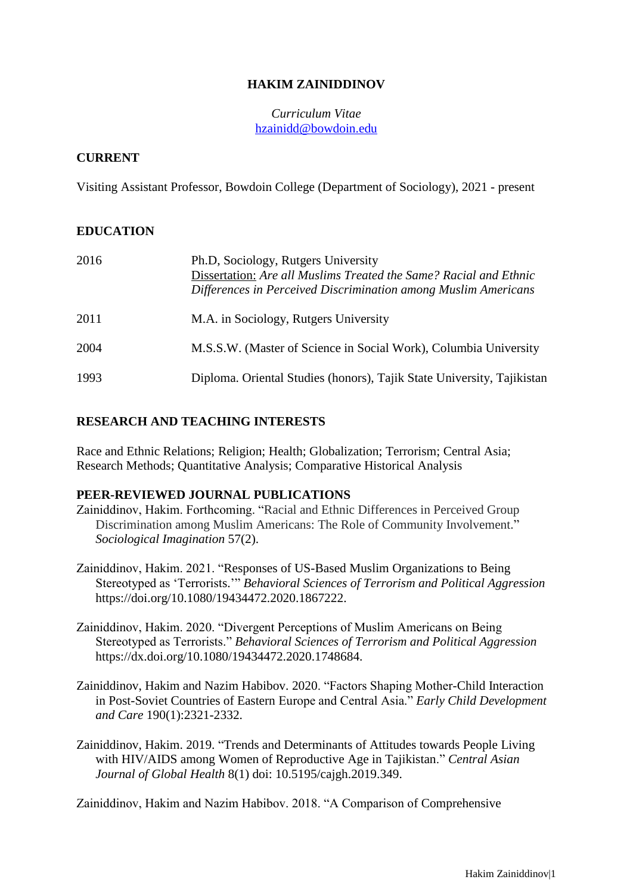# HAKIM ZAINIDDINOV

*Curriculum Vitae*
hzainidd@bowdoin.edu

## CURRENT

Visiting Assistant Professor, Bowdoin College (Department of Sociology), 2021 - present

## EDUCATION

| | |
|---|---|
| 2016 | Ph.D, Sociology, Rutgers University<br>Dissertation: *Are all Muslims Treated the Same? Racial and Ethnic Differences in Perceived Discrimination among Muslim Americans* |
| 2011 | M.A. in Sociology, Rutgers University |
| 2004 | M.S.S.W. (Master of Science in Social Work), Columbia University |
| 1993 | Diploma. Oriental Studies (honors), Tajik State University, Tajikistan |

## RESEARCH AND TEACHING INTERESTS

Race and Ethnic Relations; Religion; Health; Globalization; Terrorism; Central Asia; Research Methods; Quantitative Analysis; Comparative Historical Analysis

## PEER-REVIEWED JOURNAL PUBLICATIONS

Zainiddinov, Hakim. Forthcoming. "Racial and Ethnic Differences in Perceived Group Discrimination among Muslim Americans: The Role of Community Involvement." *Sociological Imagination* 57(2).

Zainiddinov, Hakim. 2021. "Responses of US-Based Muslim Organizations to Being Stereotyped as 'Terrorists.'" *Behavioral Sciences of Terrorism and Political Aggression* https://doi.org/10.1080/19434472.2020.1867222.

Zainiddinov, Hakim. 2020. "Divergent Perceptions of Muslim Americans on Being Stereotyped as Terrorists." *Behavioral Sciences of Terrorism and Political Aggression* https://dx.doi.org/10.1080/19434472.2020.1748684.

Zainiddinov, Hakim and Nazim Habibov. 2020. "Factors Shaping Mother-Child Interaction in Post-Soviet Countries of Eastern Europe and Central Asia." *Early Child Development and Care* 190(1):2321-2332.

Zainiddinov, Hakim. 2019. "Trends and Determinants of Attitudes towards People Living with HIV/AIDS among Women of Reproductive Age in Tajikistan." *Central Asian Journal of Global Health* 8(1) doi: 10.5195/cajgh.2019.349.

Zainiddinov, Hakim and Nazim Habibov. 2018. "A Comparison of Comprehensive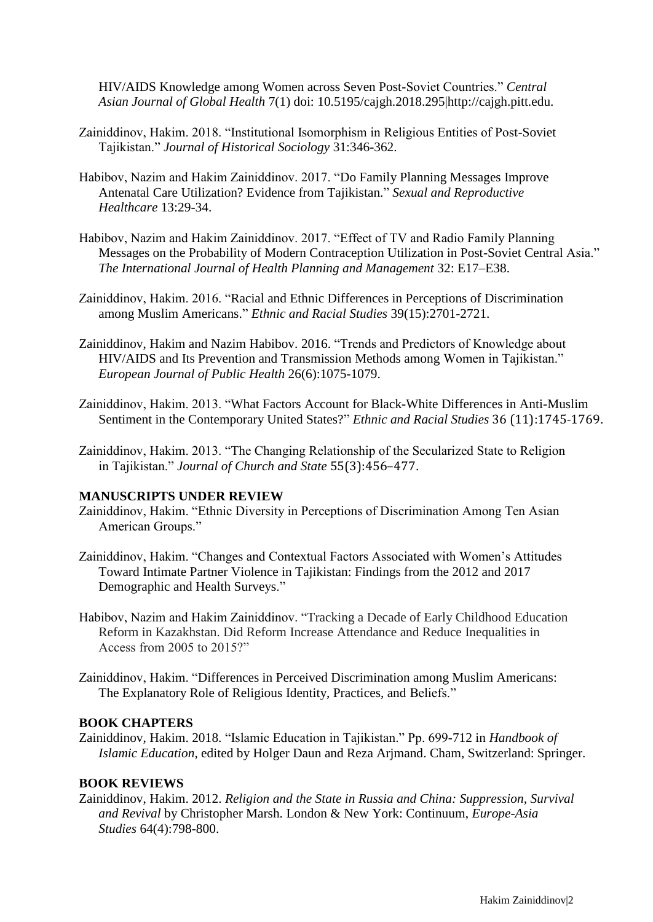HIV/AIDS Knowledge among Women across Seven Post-Soviet Countries." *Central Asian Journal of Global Health* 7(1) doi: 10.5195/cajgh.2018.295|http://cajgh.pitt.edu.

Zainiddinov, Hakim. 2018. "Institutional Isomorphism in Religious Entities of Post-Soviet Tajikistan." *Journal of Historical Sociology* 31:346-362.

Habibov, Nazim and Hakim Zainiddinov. 2017. "Do Family Planning Messages Improve Antenatal Care Utilization? Evidence from Tajikistan." *Sexual and Reproductive Healthcare* 13:29-34.

Habibov, Nazim and Hakim Zainiddinov. 2017. "Effect of TV and Radio Family Planning Messages on the Probability of Modern Contraception Utilization in Post-Soviet Central Asia." *The International Journal of Health Planning and Management* 32: E17–E38.

Zainiddinov, Hakim. 2016. "Racial and Ethnic Differences in Perceptions of Discrimination among Muslim Americans." *Ethnic and Racial Studies* 39(15):2701-2721.

Zainiddinov, Hakim and Nazim Habibov. 2016. "Trends and Predictors of Knowledge about HIV/AIDS and Its Prevention and Transmission Methods among Women in Tajikistan." *European Journal of Public Health* 26(6):1075-1079.

Zainiddinov, Hakim. 2013. "What Factors Account for Black-White Differences in Anti-Muslim Sentiment in the Contemporary United States?" *Ethnic and Racial Studies* 36 (11):1745-1769.

Zainiddinov, Hakim. 2013. "The Changing Relationship of the Secularized State to Religion in Tajikistan." *Journal of Church and State* 55(3):456–477.

## MANUSCRIPTS UNDER REVIEW

Zainiddinov, Hakim. "Ethnic Diversity in Perceptions of Discrimination Among Ten Asian American Groups."

Zainiddinov, Hakim. "Changes and Contextual Factors Associated with Women's Attitudes Toward Intimate Partner Violence in Tajikistan: Findings from the 2012 and 2017 Demographic and Health Surveys."

Habibov, Nazim and Hakim Zainiddinov. "Tracking a Decade of Early Childhood Education Reform in Kazakhstan. Did Reform Increase Attendance and Reduce Inequalities in Access from 2005 to 2015?"

Zainiddinov, Hakim. "Differences in Perceived Discrimination among Muslim Americans: The Explanatory Role of Religious Identity, Practices, and Beliefs."

## BOOK CHAPTERS

Zainiddinov, Hakim. 2018. "Islamic Education in Tajikistan." Pp. 699-712 in *Handbook of Islamic Education*, edited by Holger Daun and Reza Arjmand. Cham, Switzerland: Springer.

## BOOK REVIEWS

Zainiddinov, Hakim. 2012. *Religion and the State in Russia and China: Suppression, Survival and Revival* by Christopher Marsh. London & New York: Continuum, *Europe-Asia Studies* 64(4):798-800.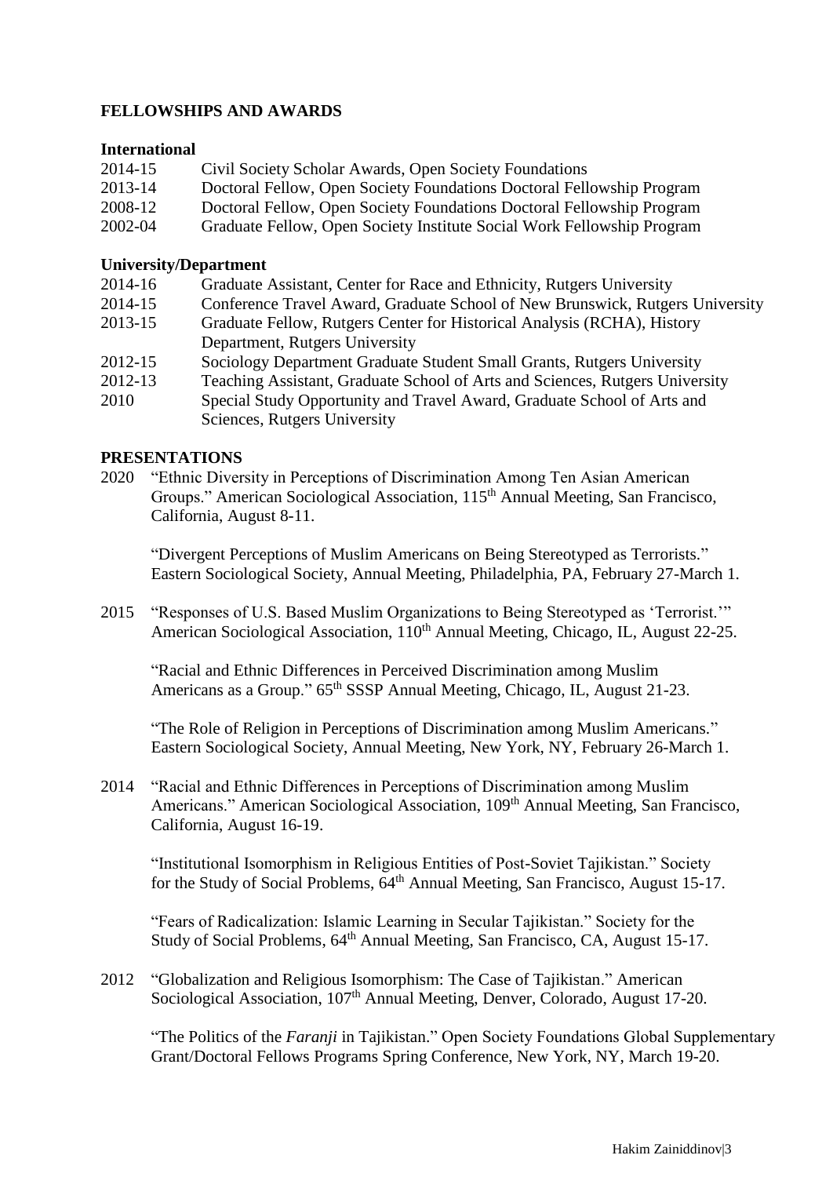## FELLOWSHIPS AND AWARDS

### International

2014-15 Civil Society Scholar Awards, Open Society Foundations
2013-14 Doctoral Fellow, Open Society Foundations Doctoral Fellowship Program
2008-12 Doctoral Fellow, Open Society Foundations Doctoral Fellowship Program
2002-04 Graduate Fellow, Open Society Institute Social Work Fellowship Program

### University/Department

2014-16 Graduate Assistant, Center for Race and Ethnicity, Rutgers University
2014-15 Conference Travel Award, Graduate School of New Brunswick, Rutgers University
2013-15 Graduate Fellow, Rutgers Center for Historical Analysis (RCHA), History Department, Rutgers University
2012-15 Sociology Department Graduate Student Small Grants, Rutgers University
2012-13 Teaching Assistant, Graduate School of Arts and Sciences, Rutgers University
2010 Special Study Opportunity and Travel Award, Graduate School of Arts and Sciences, Rutgers University

## PRESENTATIONS

2020 "Ethnic Diversity in Perceptions of Discrimination Among Ten Asian American Groups." American Sociological Association, 115th Annual Meeting, San Francisco, California, August 8-11.

"Divergent Perceptions of Muslim Americans on Being Stereotyped as Terrorists." Eastern Sociological Society, Annual Meeting, Philadelphia, PA, February 27-March 1.

2015 "Responses of U.S. Based Muslim Organizations to Being Stereotyped as 'Terrorist.'" American Sociological Association, 110th Annual Meeting, Chicago, IL, August 22-25.

"Racial and Ethnic Differences in Perceived Discrimination among Muslim Americans as a Group." 65th SSSP Annual Meeting, Chicago, IL, August 21-23.

"The Role of Religion in Perceptions of Discrimination among Muslim Americans." Eastern Sociological Society, Annual Meeting, New York, NY, February 26-March 1.

2014 "Racial and Ethnic Differences in Perceptions of Discrimination among Muslim Americans." American Sociological Association, 109th Annual Meeting, San Francisco, California, August 16-19.

"Institutional Isomorphism in Religious Entities of Post-Soviet Tajikistan." Society for the Study of Social Problems, 64th Annual Meeting, San Francisco, August 15-17.

"Fears of Radicalization: Islamic Learning in Secular Tajikistan." Society for the Study of Social Problems, 64th Annual Meeting, San Francisco, CA, August 15-17.

2012 "Globalization and Religious Isomorphism: The Case of Tajikistan." American Sociological Association, 107th Annual Meeting, Denver, Colorado, August 17-20.

"The Politics of the *Faranji* in Tajikistan." Open Society Foundations Global Supplementary Grant/Doctoral Fellows Programs Spring Conference, New York, NY, March 19-20.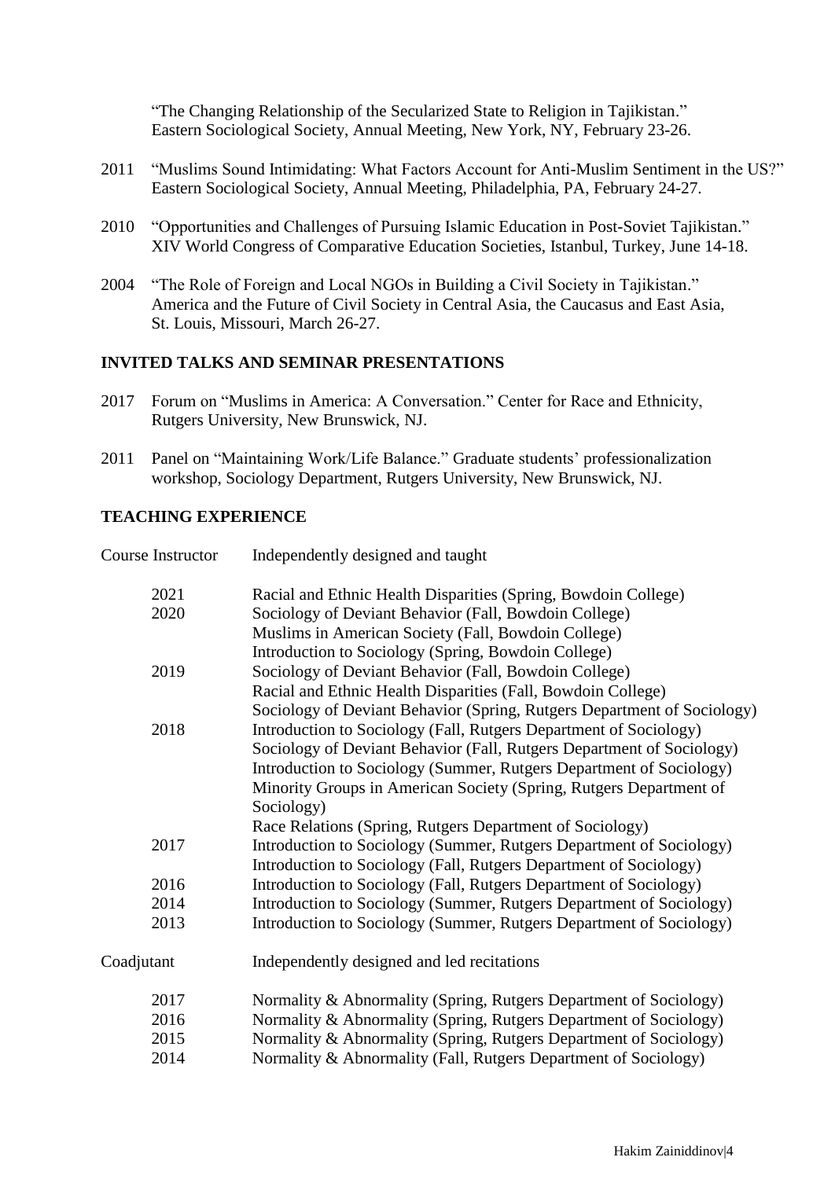"The Changing Relationship of the Secularized State to Religion in Tajikistan." Eastern Sociological Society, Annual Meeting, New York, NY, February 23-26.

2011 "Muslims Sound Intimidating: What Factors Account for Anti-Muslim Sentiment in the US?" Eastern Sociological Society, Annual Meeting, Philadelphia, PA, February 24-27.

2010 "Opportunities and Challenges of Pursuing Islamic Education in Post-Soviet Tajikistan." XIV World Congress of Comparative Education Societies, Istanbul, Turkey, June 14-18.

2004 "The Role of Foreign and Local NGOs in Building a Civil Society in Tajikistan." America and the Future of Civil Society in Central Asia, the Caucasus and East Asia, St. Louis, Missouri, March 26-27.

## INVITED TALKS AND SEMINAR PRESENTATIONS

2017 Forum on "Muslims in America: A Conversation." Center for Race and Ethnicity, Rutgers University, New Brunswick, NJ.

2011 Panel on "Maintaining Work/Life Balance." Graduate students' professionalization workshop, Sociology Department, Rutgers University, New Brunswick, NJ.

## TEACHING EXPERIENCE

Course Instructor — Independently designed and taught

2021
- Racial and Ethnic Health Disparities (Spring, Bowdoin College)

2020
- Sociology of Deviant Behavior (Fall, Bowdoin College)
- Muslims in American Society (Fall, Bowdoin College)
- Introduction to Sociology (Spring, Bowdoin College)

2019
- Sociology of Deviant Behavior (Fall, Bowdoin College)
- Racial and Ethnic Health Disparities (Fall, Bowdoin College)
- Sociology of Deviant Behavior (Spring, Rutgers Department of Sociology)

2018
- Introduction to Sociology (Fall, Rutgers Department of Sociology)
- Sociology of Deviant Behavior (Fall, Rutgers Department of Sociology)
- Introduction to Sociology (Summer, Rutgers Department of Sociology)
- Minority Groups in American Society (Spring, Rutgers Department of Sociology)
- Race Relations (Spring, Rutgers Department of Sociology)

2017
- Introduction to Sociology (Summer, Rutgers Department of Sociology)
- Introduction to Sociology (Fall, Rutgers Department of Sociology)

2016
- Introduction to Sociology (Fall, Rutgers Department of Sociology)

2014
- Introduction to Sociology (Summer, Rutgers Department of Sociology)

2013
- Introduction to Sociology (Summer, Rutgers Department of Sociology)

Coadjutant — Independently designed and led recitations

2017
- Normality & Abnormality (Spring, Rutgers Department of Sociology)

2016
- Normality & Abnormality (Spring, Rutgers Department of Sociology)

2015
- Normality & Abnormality (Spring, Rutgers Department of Sociology)

2014
- Normality & Abnormality (Fall, Rutgers Department of Sociology)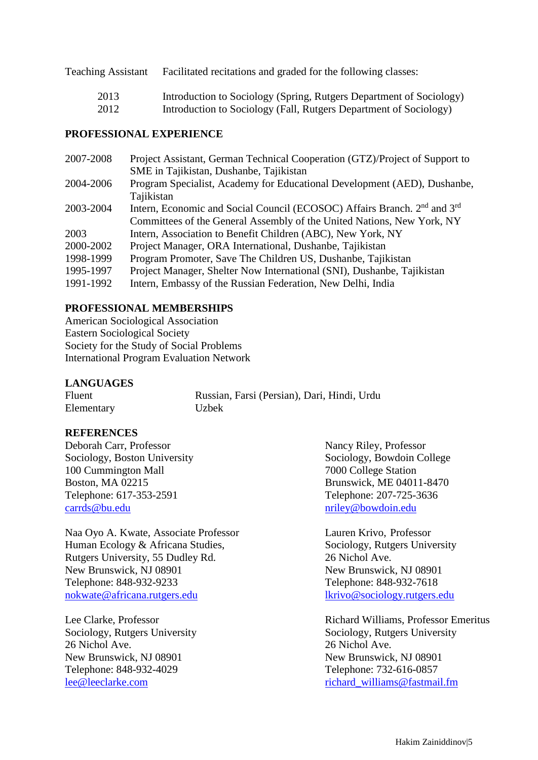Teaching Assistant Facilitated recitations and graded for the following classes:

| | |
|---|---|
| 2013 | Introduction to Sociology (Spring, Rutgers Department of Sociology) |
| 2012 | Introduction to Sociology (Fall, Rutgers Department of Sociology) |

## PROFESSIONAL EXPERIENCE

| | |
|---|---|
| 2007-2008 | Project Assistant, German Technical Cooperation (GTZ)/Project of Support to SME in Tajikistan, Dushanbe, Tajikistan |
| 2004-2006 | Program Specialist, Academy for Educational Development (AED), Dushanbe, Tajikistan |
| 2003-2004 | Intern, Economic and Social Council (ECOSOC) Affairs Branch. 2nd and 3rd Committees of the General Assembly of the United Nations, New York, NY |
| 2003 | Intern, Association to Benefit Children (ABC), New York, NY |
| 2000-2002 | Project Manager, ORA International, Dushanbe, Tajikistan |
| 1998-1999 | Program Promoter, Save The Children US, Dushanbe, Tajikistan |
| 1995-1997 | Project Manager, Shelter Now International (SNI), Dushanbe, Tajikistan |
| 1991-1992 | Intern, Embassy of the Russian Federation, New Delhi, India |

## PROFESSIONAL MEMBERSHIPS

American Sociological Association
Eastern Sociological Society
Society for the Study of Social Problems
International Program Evaluation Network

## LANGUAGES

| | |
|---|---|
| Fluent | Russian, Farsi (Persian), Dari, Hindi, Urdu |
| Elementary | Uzbek |

## REFERENCES

Deborah Carr, Professor
Sociology, Boston University
100 Cummington Mall
Boston, MA 02215
Telephone: 617-353-2591
carrds@bu.edu

Nancy Riley, Professor
Sociology, Bowdoin College
7000 College Station
Brunswick, ME 04011-8470
Telephone: 207-725-3636
nriley@bowdoin.edu

Naa Oyo A. Kwate, Associate Professor
Human Ecology & Africana Studies,
Rutgers University, 55 Dudley Rd.
New Brunswick, NJ 08901
Telephone: 848-932-9233
nokwate@africana.rutgers.edu

Lauren Krivo, Professor
Sociology, Rutgers University
26 Nichol Ave.
New Brunswick, NJ 08901
Telephone: 848-932-7618
lkrivo@sociology.rutgers.edu

Lee Clarke, Professor
Sociology, Rutgers University
26 Nichol Ave.
New Brunswick, NJ 08901
Telephone: 848-932-4029
lee@leeclarke.com

Richard Williams, Professor Emeritus
Sociology, Rutgers University
26 Nichol Ave.
New Brunswick, NJ 08901
Telephone: 732-616-0857
richard_williams@fastmail.fm